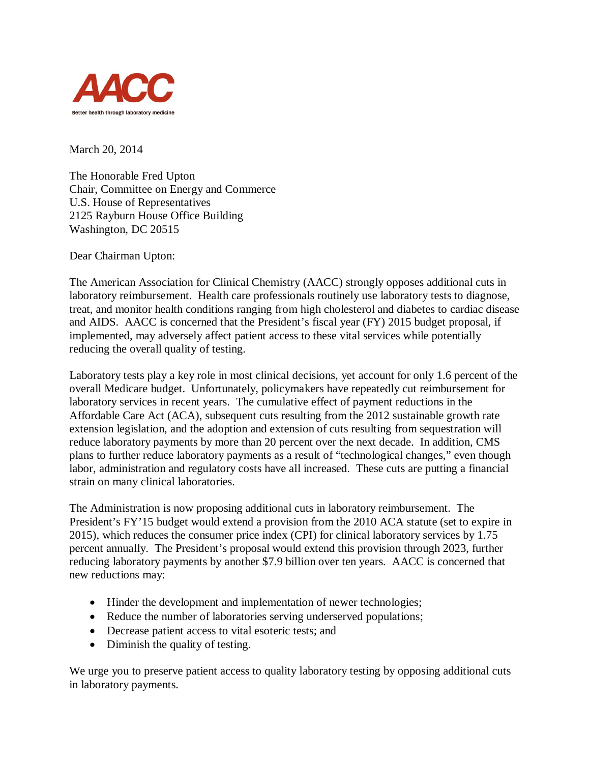AACC

Better health through laboratory medicine

March 20, 2014

The Honorable Fred Upton  
Chair, Committee on Energy and Commerce  
U.S. House of Representatives  
2125 Rayburn House Office Building  
Washington, DC 20515

Dear Chairman Upton:

The American Association for Clinical Chemistry (AACC) strongly opposes additional cuts in laboratory reimbursement. Health care professionals routinely use laboratory tests to diagnose, treat, and monitor health conditions ranging from high cholesterol and diabetes to cardiac disease and AIDS. AACC is concerned that the President's fiscal year (FY) 2015 budget proposal, if implemented, may adversely affect patient access to these vital services while potentially reducing the overall quality of testing.

Laboratory tests play a key role in most clinical decisions, yet account for only 1.6 percent of the overall Medicare budget. Unfortunately, policymakers have repeatedly cut reimbursement for laboratory services in recent years. The cumulative effect of payment reductions in the Affordable Care Act (ACA), subsequent cuts resulting from the 2012 sustainable growth rate extension legislation, and the adoption and extension of cuts resulting from sequestration will reduce laboratory payments by more than 20 percent over the next decade. In addition, CMS plans to further reduce laboratory payments as a result of "technological changes," even though labor, administration and regulatory costs have all increased. These cuts are putting a financial strain on many clinical laboratories.

The Administration is now proposing additional cuts in laboratory reimbursement. The President's FY'15 budget would extend a provision from the 2010 ACA statute (set to expire in 2015), which reduces the consumer price index (CPI) for clinical laboratory services by 1.75 percent annually. The President's proposal would extend this provision through 2023, further reducing laboratory payments by another $7.9 billion over ten years. AACC is concerned that new reductions may:

- Hinder the development and implementation of newer technologies;
- Reduce the number of laboratories serving underserved populations;
- Decrease patient access to vital esoteric tests; and
- Diminish the quality of testing.

We urge you to preserve patient access to quality laboratory testing by opposing additional cuts in laboratory payments.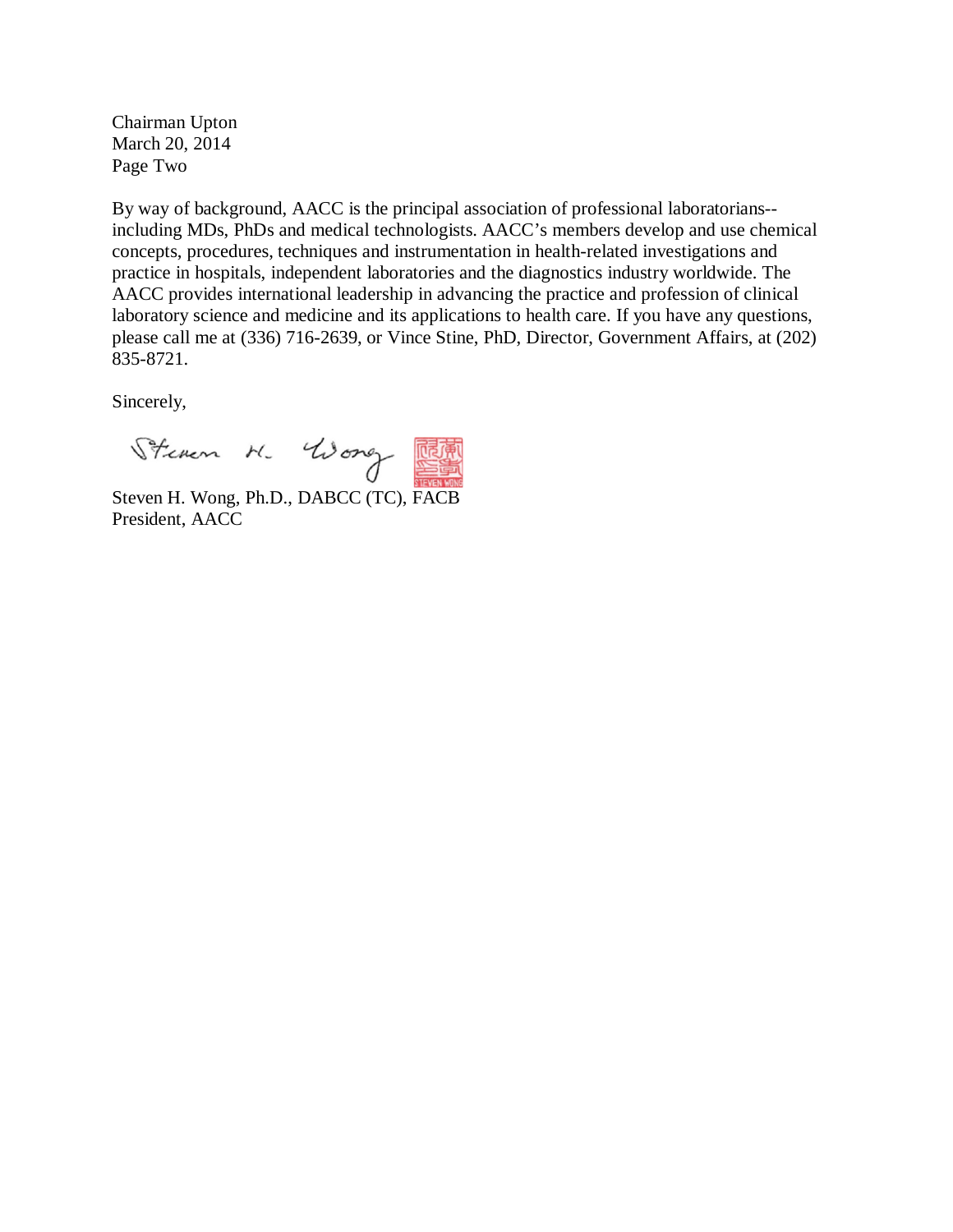Chairman Upton
March 20, 2014
Page Two

By way of background, AACC is the principal association of professional laboratorians--including MDs, PhDs and medical technologists. AACC's members develop and use chemical concepts, procedures, techniques and instrumentation in health-related investigations and practice in hospitals, independent laboratories and the diagnostics industry worldwide. The AACC provides international leadership in advancing the practice and profession of clinical laboratory science and medicine and its applications to health care. If you have any questions, please call me at (336) 716-2639, or Vince Stine, PhD, Director, Government Affairs, at (202) 835-8721.

Sincerely,

Steven H. Wong, Ph.D., DABCC (TC), FACB
President, AACC